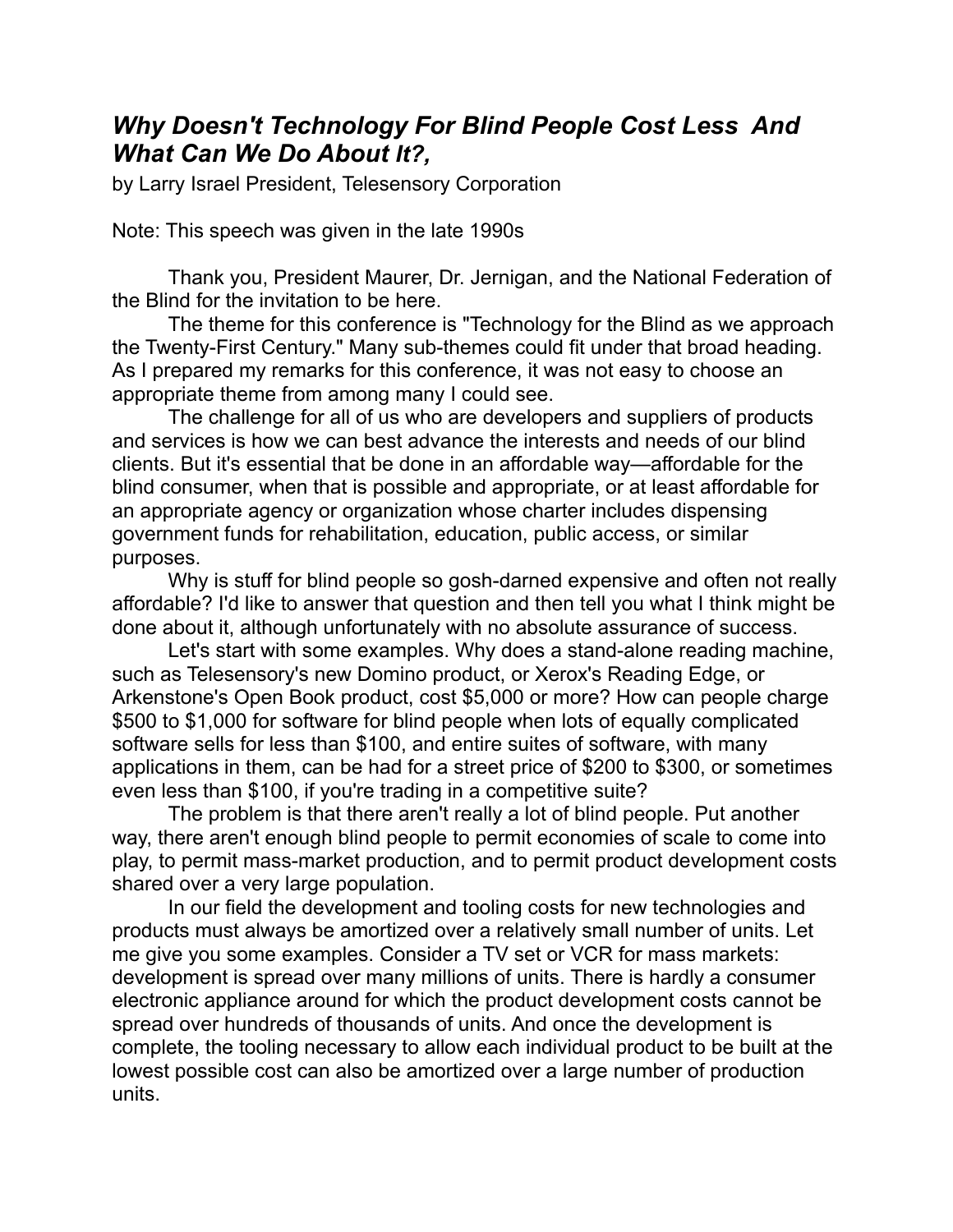# *Why Doesn't Technology For Blind People Cost Less And What Can We Do About It?,*

by Larry Israel President, Telesensory Corporation

Note: This speech was given in the late 1990s

Thank you, President Maurer, Dr. Jernigan, and the National Federation of the Blind for the invitation to be here.

The theme for this conference is "Technology for the Blind as we approach the Twenty-First Century." Many sub-themes could fit under that broad heading. As I prepared my remarks for this conference, it was not easy to choose an appropriate theme from among many I could see.

The challenge for all of us who are developers and suppliers of products and services is how we can best advance the interests and needs of our blind clients. But it's essential that be done in an affordable way—affordable for the blind consumer, when that is possible and appropriate, or at least affordable for an appropriate agency or organization whose charter includes dispensing government funds for rehabilitation, education, public access, or similar purposes.

Why is stuff for blind people so gosh-darned expensive and often not really affordable? I'd like to answer that question and then tell you what I think might be done about it, although unfortunately with no absolute assurance of success.

Let's start with some examples. Why does a stand-alone reading machine, such as Telesensory's new Domino product, or Xerox's Reading Edge, or Arkenstone's Open Book product, cost $5,000 or more? How can people charge $500 to $1,000 for software for blind people when lots of equally complicated software sells for less than $100, and entire suites of software, with many applications in them, can be had for a street price of $200 to $300, or sometimes even less than $100, if you're trading in a competitive suite?

The problem is that there aren't really a lot of blind people. Put another way, there aren't enough blind people to permit economies of scale to come into play, to permit mass-market production, and to permit product development costs shared over a very large population.

In our field the development and tooling costs for new technologies and products must always be amortized over a relatively small number of units. Let me give you some examples. Consider a TV set or VCR for mass markets: development is spread over many millions of units. There is hardly a consumer electronic appliance around for which the product development costs cannot be spread over hundreds of thousands of units. And once the development is complete, the tooling necessary to allow each individual product to be built at the lowest possible cost can also be amortized over a large number of production units.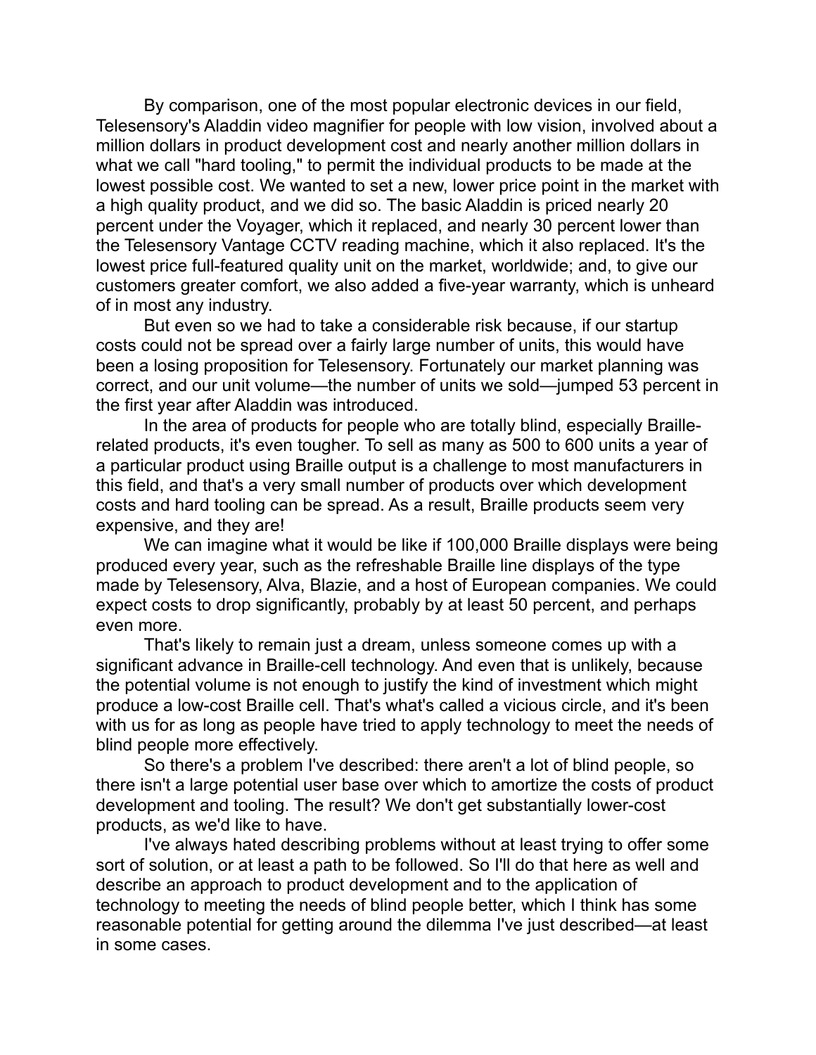By comparison, one of the most popular electronic devices in our field, Telesensory's Aladdin video magnifier for people with low vision, involved about a million dollars in product development cost and nearly another million dollars in what we call "hard tooling," to permit the individual products to be made at the lowest possible cost. We wanted to set a new, lower price point in the market with a high quality product, and we did so. The basic Aladdin is priced nearly 20 percent under the Voyager, which it replaced, and nearly 30 percent lower than the Telesensory Vantage CCTV reading machine, which it also replaced. It's the lowest price full-featured quality unit on the market, worldwide; and, to give our customers greater comfort, we also added a five-year warranty, which is unheard of in most any industry.

But even so we had to take a considerable risk because, if our startup costs could not be spread over a fairly large number of units, this would have been a losing proposition for Telesensory. Fortunately our market planning was correct, and our unit volume—the number of units we sold—jumped 53 percent in the first year after Aladdin was introduced.

In the area of products for people who are totally blind, especially Braille-related products, it's even tougher. To sell as many as 500 to 600 units a year of a particular product using Braille output is a challenge to most manufacturers in this field, and that's a very small number of products over which development costs and hard tooling can be spread. As a result, Braille products seem very expensive, and they are!

We can imagine what it would be like if 100,000 Braille displays were being produced every year, such as the refreshable Braille line displays of the type made by Telesensory, Alva, Blazie, and a host of European companies. We could expect costs to drop significantly, probably by at least 50 percent, and perhaps even more.

That's likely to remain just a dream, unless someone comes up with a significant advance in Braille-cell technology. And even that is unlikely, because the potential volume is not enough to justify the kind of investment which might produce a low-cost Braille cell. That's what's called a vicious circle, and it's been with us for as long as people have tried to apply technology to meet the needs of blind people more effectively.

So there's a problem I've described: there aren't a lot of blind people, so there isn't a large potential user base over which to amortize the costs of product development and tooling. The result? We don't get substantially lower-cost products, as we'd like to have.

I've always hated describing problems without at least trying to offer some sort of solution, or at least a path to be followed. So I'll do that here as well and describe an approach to product development and to the application of technology to meeting the needs of blind people better, which I think has some reasonable potential for getting around the dilemma I've just described—at least in some cases.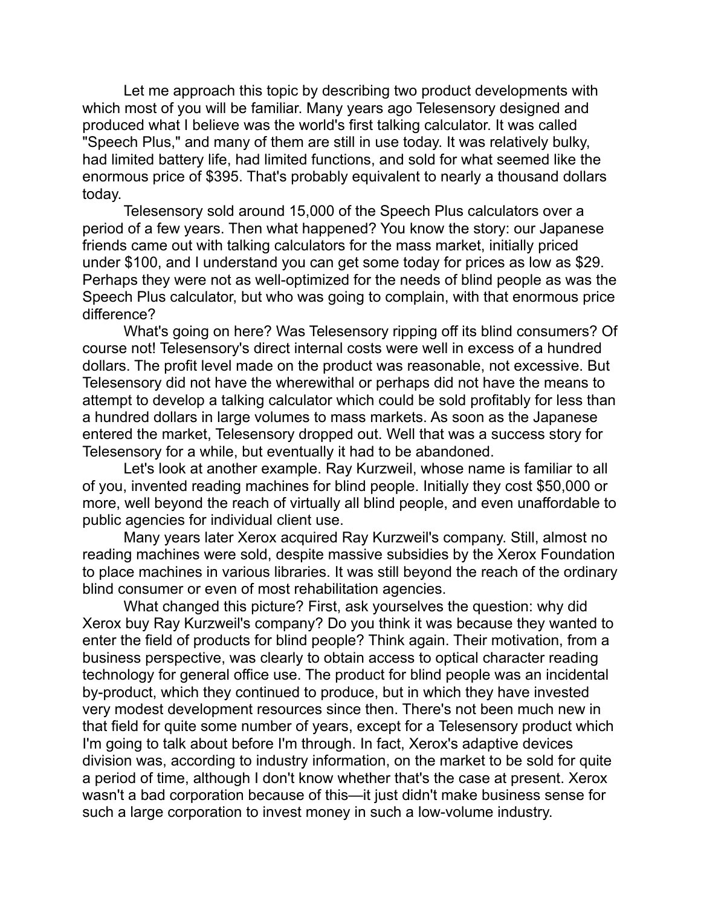Let me approach this topic by describing two product developments with which most of you will be familiar. Many years ago Telesensory designed and produced what I believe was the world's first talking calculator. It was called "Speech Plus," and many of them are still in use today. It was relatively bulky, had limited battery life, had limited functions, and sold for what seemed like the enormous price of $395. That's probably equivalent to nearly a thousand dollars today.

Telesensory sold around 15,000 of the Speech Plus calculators over a period of a few years. Then what happened? You know the story: our Japanese friends came out with talking calculators for the mass market, initially priced under $100, and I understand you can get some today for prices as low as $29. Perhaps they were not as well-optimized for the needs of blind people as was the Speech Plus calculator, but who was going to complain, with that enormous price difference?

What's going on here? Was Telesensory ripping off its blind consumers? Of course not! Telesensory's direct internal costs were well in excess of a hundred dollars. The profit level made on the product was reasonable, not excessive. But Telesensory did not have the wherewithal or perhaps did not have the means to attempt to develop a talking calculator which could be sold profitably for less than a hundred dollars in large volumes to mass markets. As soon as the Japanese entered the market, Telesensory dropped out. Well that was a success story for Telesensory for a while, but eventually it had to be abandoned.

Let's look at another example. Ray Kurzweil, whose name is familiar to all of you, invented reading machines for blind people. Initially they cost $50,000 or more, well beyond the reach of virtually all blind people, and even unaffordable to public agencies for individual client use.

Many years later Xerox acquired Ray Kurzweil's company. Still, almost no reading machines were sold, despite massive subsidies by the Xerox Foundation to place machines in various libraries. It was still beyond the reach of the ordinary blind consumer or even of most rehabilitation agencies.

What changed this picture? First, ask yourselves the question: why did Xerox buy Ray Kurzweil's company? Do you think it was because they wanted to enter the field of products for blind people? Think again. Their motivation, from a business perspective, was clearly to obtain access to optical character reading technology for general office use. The product for blind people was an incidental by-product, which they continued to produce, but in which they have invested very modest development resources since then. There's not been much new in that field for quite some number of years, except for a Telesensory product which I'm going to talk about before I'm through. In fact, Xerox's adaptive devices division was, according to industry information, on the market to be sold for quite a period of time, although I don't know whether that's the case at present. Xerox wasn't a bad corporation because of this—it just didn't make business sense for such a large corporation to invest money in such a low-volume industry.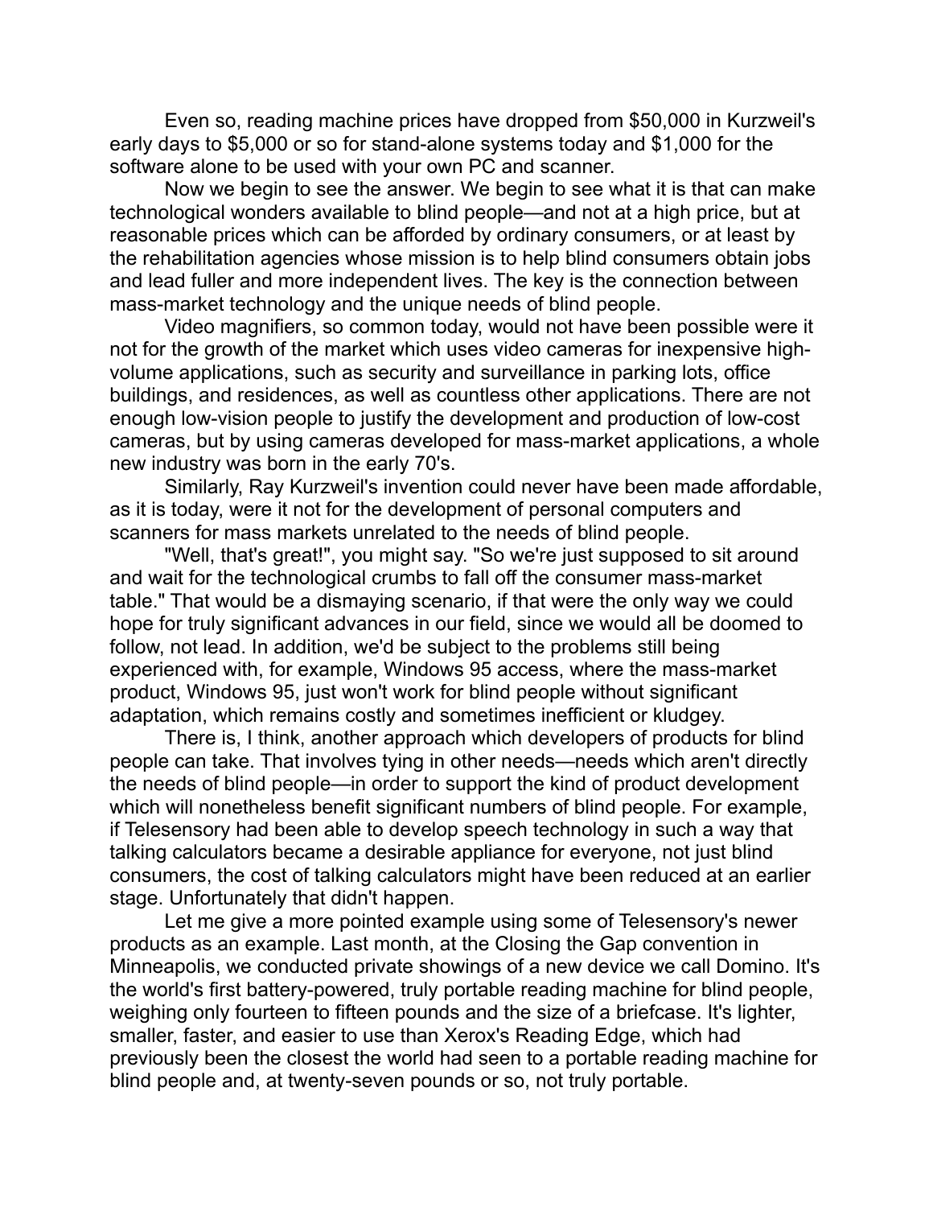Even so, reading machine prices have dropped from $50,000 in Kurzweil's early days to $5,000 or so for stand-alone systems today and $1,000 for the software alone to be used with your own PC and scanner.

Now we begin to see the answer. We begin to see what it is that can make technological wonders available to blind people—and not at a high price, but at reasonable prices which can be afforded by ordinary consumers, or at least by the rehabilitation agencies whose mission is to help blind consumers obtain jobs and lead fuller and more independent lives. The key is the connection between mass-market technology and the unique needs of blind people.

Video magnifiers, so common today, would not have been possible were it not for the growth of the market which uses video cameras for inexpensive high-volume applications, such as security and surveillance in parking lots, office buildings, and residences, as well as countless other applications. There are not enough low-vision people to justify the development and production of low-cost cameras, but by using cameras developed for mass-market applications, a whole new industry was born in the early 70's.

Similarly, Ray Kurzweil's invention could never have been made affordable, as it is today, were it not for the development of personal computers and scanners for mass markets unrelated to the needs of blind people.

"Well, that's great!", you might say. "So we're just supposed to sit around and wait for the technological crumbs to fall off the consumer mass-market table." That would be a dismaying scenario, if that were the only way we could hope for truly significant advances in our field, since we would all be doomed to follow, not lead. In addition, we'd be subject to the problems still being experienced with, for example, Windows 95 access, where the mass-market product, Windows 95, just won't work for blind people without significant adaptation, which remains costly and sometimes inefficient or kludgey.

There is, I think, another approach which developers of products for blind people can take. That involves tying in other needs—needs which aren't directly the needs of blind people—in order to support the kind of product development which will nonetheless benefit significant numbers of blind people. For example, if Telesensory had been able to develop speech technology in such a way that talking calculators became a desirable appliance for everyone, not just blind consumers, the cost of talking calculators might have been reduced at an earlier stage. Unfortunately that didn't happen.

Let me give a more pointed example using some of Telesensory's newer products as an example. Last month, at the Closing the Gap convention in Minneapolis, we conducted private showings of a new device we call Domino. It's the world's first battery-powered, truly portable reading machine for blind people, weighing only fourteen to fifteen pounds and the size of a briefcase. It's lighter, smaller, faster, and easier to use than Xerox's Reading Edge, which had previously been the closest the world had seen to a portable reading machine for blind people and, at twenty-seven pounds or so, not truly portable.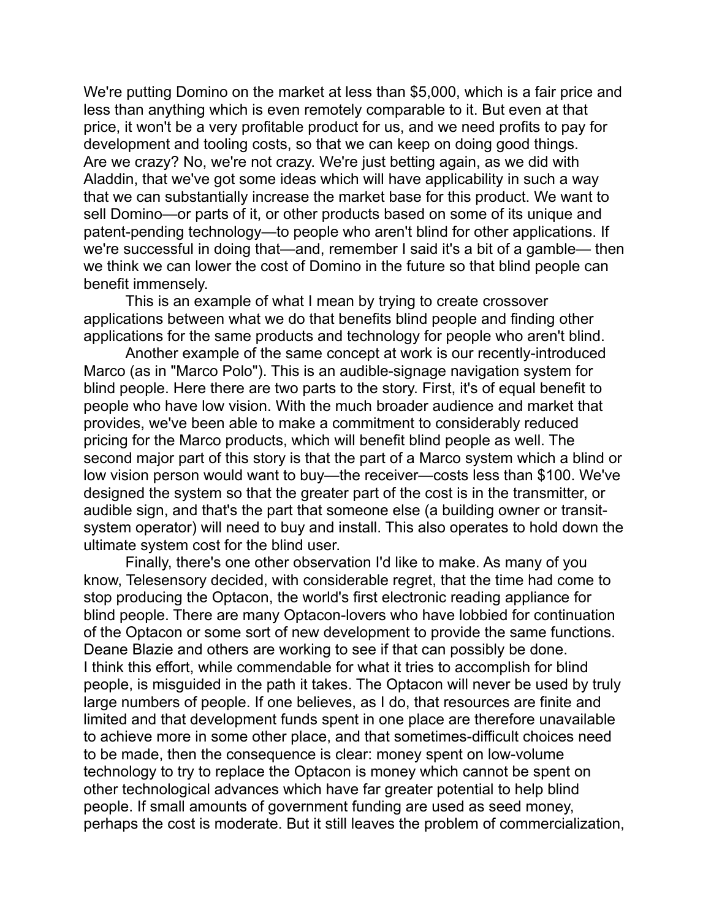We're putting Domino on the market at less than $5,000, which is a fair price and less than anything which is even remotely comparable to it. But even at that price, it won't be a very profitable product for us, and we need profits to pay for development and tooling costs, so that we can keep on doing good things.
Are we crazy? No, we're not crazy. We're just betting again, as we did with Aladdin, that we've got some ideas which will have applicability in such a way that we can substantially increase the market base for this product. We want to sell Domino—or parts of it, or other products based on some of its unique and patent-pending technology—to people who aren't blind for other applications. If we're successful in doing that—and, remember I said it's a bit of a gamble— then we think we can lower the cost of Domino in the future so that blind people can benefit immensely.

This is an example of what I mean by trying to create crossover applications between what we do that benefits blind people and finding other applications for the same products and technology for people who aren't blind.

Another example of the same concept at work is our recently-introduced Marco (as in "Marco Polo"). This is an audible-signage navigation system for blind people. Here there are two parts to the story. First, it's of equal benefit to people who have low vision. With the much broader audience and market that provides, we've been able to make a commitment to considerably reduced pricing for the Marco products, which will benefit blind people as well. The second major part of this story is that the part of a Marco system which a blind or low vision person would want to buy—the receiver—costs less than $100. We've designed the system so that the greater part of the cost is in the transmitter, or audible sign, and that's the part that someone else (a building owner or transit-system operator) will need to buy and install. This also operates to hold down the ultimate system cost for the blind user.

Finally, there's one other observation I'd like to make. As many of you know, Telesensory decided, with considerable regret, that the time had come to stop producing the Optacon, the world's first electronic reading appliance for blind people. There are many Optacon-lovers who have lobbied for continuation of the Optacon or some sort of new development to provide the same functions. Deane Blazie and others are working to see if that can possibly be done.
I think this effort, while commendable for what it tries to accomplish for blind people, is misguided in the path it takes. The Optacon will never be used by truly large numbers of people. If one believes, as I do, that resources are finite and limited and that development funds spent in one place are therefore unavailable to achieve more in some other place, and that sometimes-difficult choices need to be made, then the consequence is clear: money spent on low-volume technology to try to replace the Optacon is money which cannot be spent on other technological advances which have far greater potential to help blind people. If small amounts of government funding are used as seed money, perhaps the cost is moderate. But it still leaves the problem of commercialization,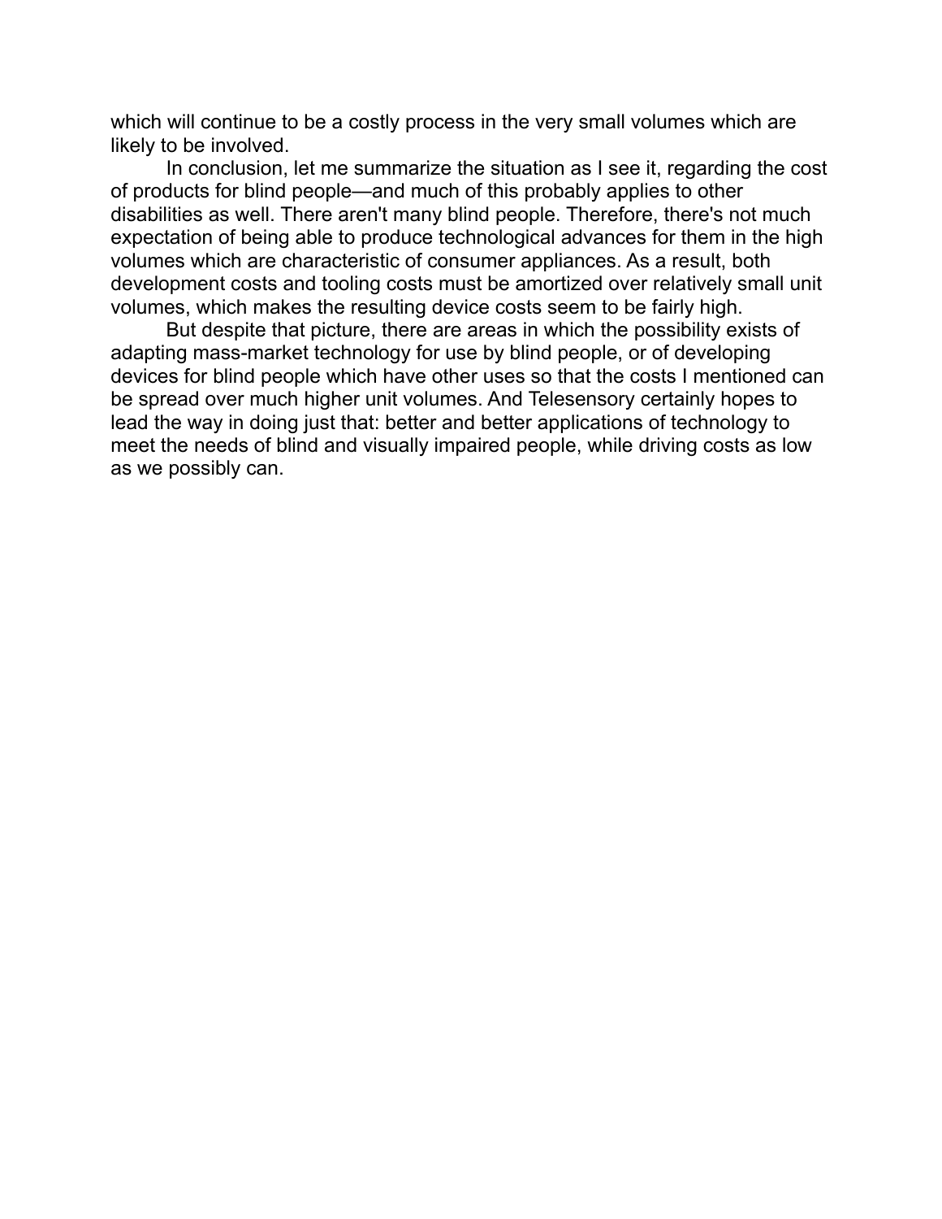which will continue to be a costly process in the very small volumes which are likely to be involved.

In conclusion, let me summarize the situation as I see it, regarding the cost of products for blind people—and much of this probably applies to other disabilities as well. There aren't many blind people. Therefore, there's not much expectation of being able to produce technological advances for them in the high volumes which are characteristic of consumer appliances. As a result, both development costs and tooling costs must be amortized over relatively small unit volumes, which makes the resulting device costs seem to be fairly high.

But despite that picture, there are areas in which the possibility exists of adapting mass-market technology for use by blind people, or of developing devices for blind people which have other uses so that the costs I mentioned can be spread over much higher unit volumes. And Telesensory certainly hopes to lead the way in doing just that: better and better applications of technology to meet the needs of blind and visually impaired people, while driving costs as low as we possibly can.